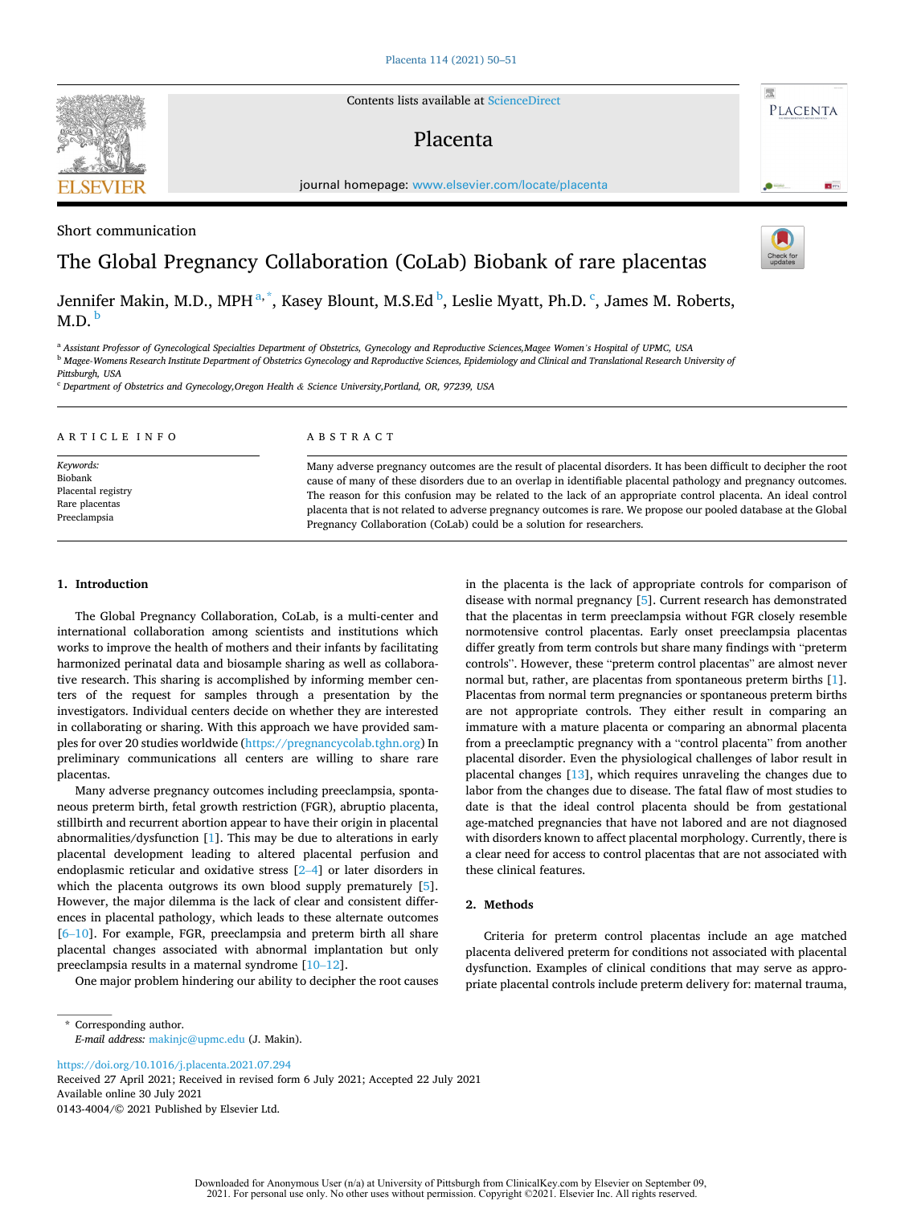Short communication

# The Global Pregnancy Collaboration (CoLab) Biobank of rare placentas

Jennifer Makin, M.D., MPH [a,*], Kasey Blount, M.S.Ed [b], Leslie Myatt, Ph.D. [c], James M. Roberts, M.D. [b]

[a] Assistant Professor of Gynecological Specialties Department of Obstetrics, Gynecology and Reproductive Sciences,Magee Women's Hospital of UPMC, USA

[b] Magee-Womens Research Institute Department of Obstetrics Gynecology and Reproductive Sciences, Epidemiology and Clinical and Translational Research University of Pittsburgh, USA

[c] Department of Obstetrics and Gynecology,Oregon Health & Science University,Portland, OR, 97239, USA

**ARTICLE INFO**

*Keywords:*
Biobank
Placental registry
Rare placentas
Preeclampsia

**ABSTRACT**

Many adverse pregnancy outcomes are the result of placental disorders. It has been difficult to decipher the root cause of many of these disorders due to an overlap in identifiable placental pathology and pregnancy outcomes. The reason for this confusion may be related to the lack of an appropriate control placenta. An ideal control placenta that is not related to adverse pregnancy outcomes is rare. We propose our pooled database at the Global Pregnancy Collaboration (CoLab) could be a solution for researchers.

## 1. Introduction

The Global Pregnancy Collaboration, CoLab, is a multi-center and international collaboration among scientists and institutions which works to improve the health of mothers and their infants by facilitating harmonized perinatal data and biosample sharing as well as collaborative research. This sharing is accomplished by informing member centers of the request for samples through a presentation by the investigators. Individual centers decide on whether they are interested in collaborating or sharing. With this approach we have provided samples for over 20 studies worldwide (https://pregnancycolab.tghn.org) In preliminary communications all centers are willing to share rare placentas.

Many adverse pregnancy outcomes including preeclampsia, spontaneous preterm birth, fetal growth restriction (FGR), abruptio placenta, stillbirth and recurrent abortion appear to have their origin in placental abnormalities/dysfunction [1]. This may be due to alterations in early placental development leading to altered placental perfusion and endoplasmic reticular and oxidative stress [2–4] or later disorders in which the placenta outgrows its own blood supply prematurely [5]. However, the major dilemma is the lack of clear and consistent differences in placental pathology, which leads to these alternate outcomes [6–10]. For example, FGR, preeclampsia and preterm birth all share placental changes associated with abnormal implantation but only preeclampsia results in a maternal syndrome [10–12].

One major problem hindering our ability to decipher the root causes in the placenta is the lack of appropriate controls for comparison of disease with normal pregnancy [5]. Current research has demonstrated that the placentas in term preeclampsia without FGR closely resemble normotensive control placentas. Early onset preeclampsia placentas differ greatly from term controls but share many findings with "preterm controls". However, these "preterm control placentas" are almost never normal but, rather, are placentas from spontaneous preterm births [1]. Placentas from normal term pregnancies or spontaneous preterm births are not appropriate controls. They either result in comparing an immature with a mature placenta or comparing an abnormal placenta from a preeclamptic pregnancy with a "control placenta" from another placental disorder. Even the physiological challenges of labor result in placental changes [13], which requires unraveling the changes due to labor from the changes due to disease. The fatal flaw of most studies to date is that the ideal control placenta should be from gestational age-matched pregnancies that have not labored and are not diagnosed with disorders known to affect placental morphology. Currently, there is a clear need for access to control placentas that are not associated with these clinical features.

## 2. Methods

Criteria for preterm control placentas include an age matched placenta delivered preterm for conditions not associated with placental dysfunction. Examples of clinical conditions that may serve as appropriate placental controls include preterm delivery for: maternal trauma,

\* Corresponding author.
*E-mail address:* makinjc@upmc.edu (J. Makin).

https://doi.org/10.1016/j.placenta.2021.07.294
Received 27 April 2021; Received in revised form 6 July 2021; Accepted 22 July 2021
Available online 30 July 2021
0143-4004/© 2021 Published by Elsevier Ltd.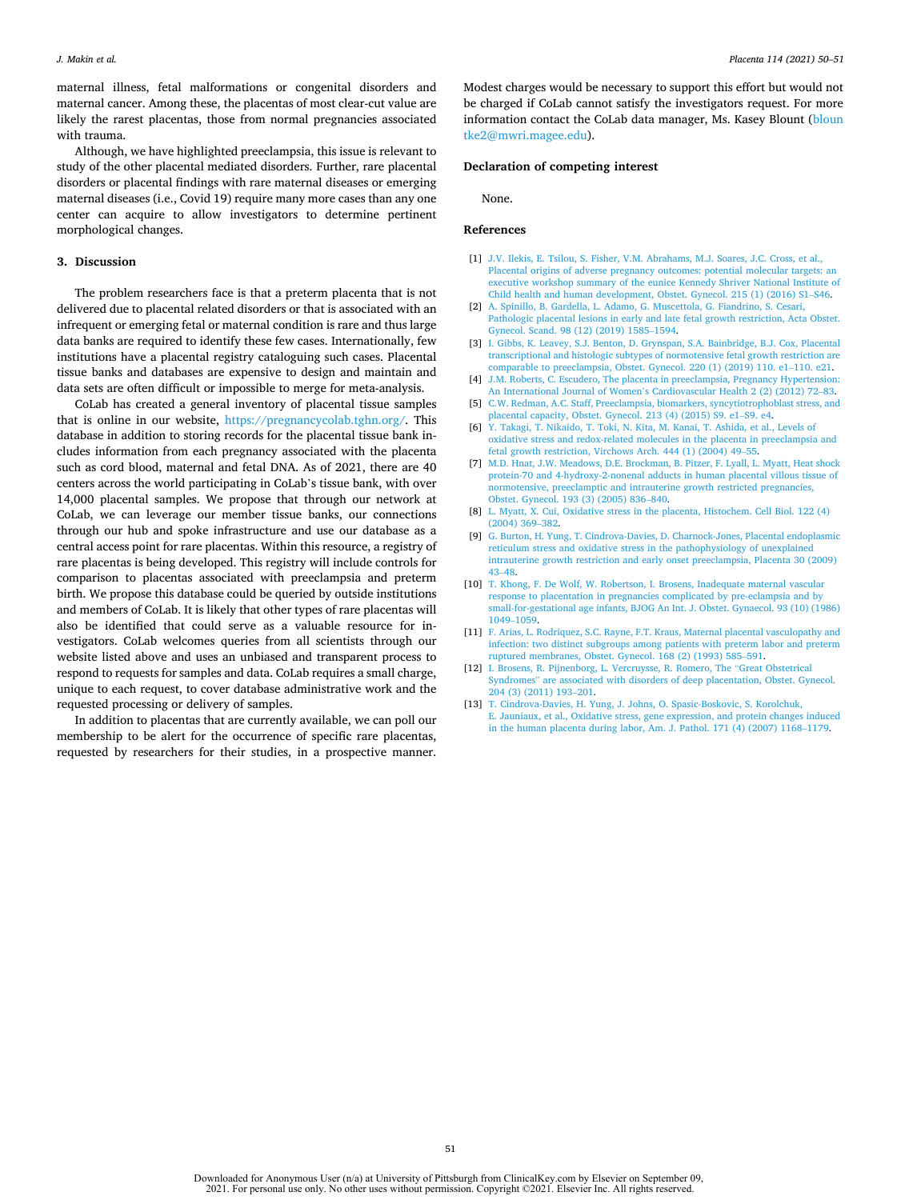maternal illness, fetal malformations or congenital disorders and maternal cancer. Among these, the placentas of most clear-cut value are likely the rarest placentas, those from normal pregnancies associated with trauma.

Although, we have highlighted preeclampsia, this issue is relevant to study of the other placental mediated disorders. Further, rare placental disorders or placental findings with rare maternal diseases or emerging maternal diseases (i.e., Covid 19) require many more cases than any one center can acquire to allow investigators to determine pertinent morphological changes.

## 3. Discussion

The problem researchers face is that a preterm placenta that is not delivered due to placental related disorders or that is associated with an infrequent or emerging fetal or maternal condition is rare and thus large data banks are required to identify these few cases. Internationally, few institutions have a placental registry cataloguing such cases. Placental tissue banks and databases are expensive to design and maintain and data sets are often difficult or impossible to merge for meta-analysis.

CoLab has created a general inventory of placental tissue samples that is online in our website, https://pregnancycolab.tghn.org/. This database in addition to storing records for the placental tissue bank includes information from each pregnancy associated with the placenta such as cord blood, maternal and fetal DNA. As of 2021, there are 40 centers across the world participating in CoLab's tissue bank, with over 14,000 placental samples. We propose that through our network at CoLab, we can leverage our member tissue banks, our connections through our hub and spoke infrastructure and use our database as a central access point for rare placentas. Within this resource, a registry of rare placentas is being developed. This registry will include controls for comparison to placentas associated with preeclampsia and preterm birth. We propose this database could be queried by outside institutions and members of CoLab. It is likely that other types of rare placentas will also be identified that could serve as a valuable resource for investigators. CoLab welcomes queries from all scientists through our website listed above and uses an unbiased and transparent process to respond to requests for samples and data. CoLab requires a small charge, unique to each request, to cover database administrative work and the requested processing or delivery of samples.

In addition to placentas that are currently available, we can poll our membership to be alert for the occurrence of specific rare placentas, requested by researchers for their studies, in a prospective manner. Modest charges would be necessary to support this effort but would not be charged if CoLab cannot satisfy the investigators request. For more information contact the CoLab data manager, Ms. Kasey Blount (blountke2@mwri.magee.edu).

## Declaration of competing interest

None.

## References

[1] J.V. Ilekis, E. Tsilou, S. Fisher, V.M. Abrahams, M.J. Soares, J.C. Cross, et al., Placental origins of adverse pregnancy outcomes: potential molecular targets: an executive workshop summary of the eunice Kennedy Shriver National Institute of Child health and Human development, Obstet. Gynecol. 215 (1) (2016) S1–S46.

[2] A. Spinillo, B. Gardella, L. Adamo, G. Muscettola, G. Fiandrino, S. Cesari, Pathologic placental lesions in early and late fetal growth restriction, Acta Obstet. Gynecol. Scand. 98 (12) (2019) 1585–1594.

[3] I. Gibbs, K. Leavey, S.J. Benton, D. Grynspan, S.A. Bainbridge, B.J. Cox, Placental transcriptional and histologic subtypes of normotensive fetal growth restriction are comparable to preeclampsia, Obstet. Gynecol. 220 (1) (2019) 110. e1–110. e21.

[4] J.M. Roberts, C. Escudero, The placenta in preeclampsia, Pregnancy Hypertension: An International Journal of Women's Cardiovascular Health 2 (2) (2012) 72–83.

[5] C.W. Redman, A.C. Staff, Preeclampsia, biomarkers, syncytiotrophoblast stress, and placental capacity, Obstet. Gynecol. 213 (4) (2015) S9. e1–S9. e4.

[6] Y. Takagi, T. Nikaido, T. Toki, N. Kita, M. Kanai, T. Ashida, et al., Levels of oxidative stress and redox-related molecules in the placenta in preeclampsia and fetal growth restriction, Virchows Arch. 444 (1) (2004) 49–55.

[7] M.D. Hnat, J.W. Meadows, D.E. Brockman, B. Pitzer, F. Lyall, L. Myatt, Heat shock protein-70 and 4-hydroxy-2-nonenal adducts in human placental villous tissue of normotensive, preeclamptic and intrauterine growth restricted pregnancies, Obstet. Gynecol. 193 (3) (2005) 836–840.

[8] L. Myatt, X. Cui, Oxidative stress in the placenta, Histochem. Cell Biol. 122 (4) (2004) 369–382.

[9] G. Burton, H. Yung, T. Cindrova-Davies, D. Charnock-Jones, Placental endoplasmic reticulum stress and oxidative stress in the pathophysiology of unexplained intrauterine growth restriction and early onset preeclampsia, Placenta 30 (2009) 43–48.

[10] T. Khong, F. De Wolf, W. Robertson, I. Brosens, Inadequate maternal vascular response to placentation in pregnancies complicated by pre-eclampsia and by small-for-gestational age infants, BJOG An Int. J. Obstet. Gynaecol. 93 (10) (1986) 1049–1059.

[11] F. Arias, L. Rodriquez, S.C. Rayne, F.T. Kraus, Maternal placental vasculopathy and infection: two distinct subgroups among patients with preterm labor and preterm ruptured membranes, Obstet. Gynecol. 168 (2) (1993) 585–591.

[12] I. Brosens, R. Pijnenborg, L. Vercruysse, R. Romero, The "Great Obstetrical Syndromes" are associated with disorders of deep placentation, Obstet. Gynecol. 204 (3) (2011) 193–201.

[13] T. Cindrova-Davies, H. Yung, J. Johns, O. Spasic-Boskovic, S. Korolchuk, E. Jauniaux, et al., Oxidative stress, gene expression, and protein changes induced in the human placenta during labor, Am. J. Pathol. 171 (4) (2007) 1168–1179.

Downloaded for Anonymous User (n/a) at University of Pittsburgh from ClinicalKey.com by Elsevier on September 09, 2021. For personal use only. No other uses without permission. Copyright ©2021. Elsevier Inc. All rights reserved.